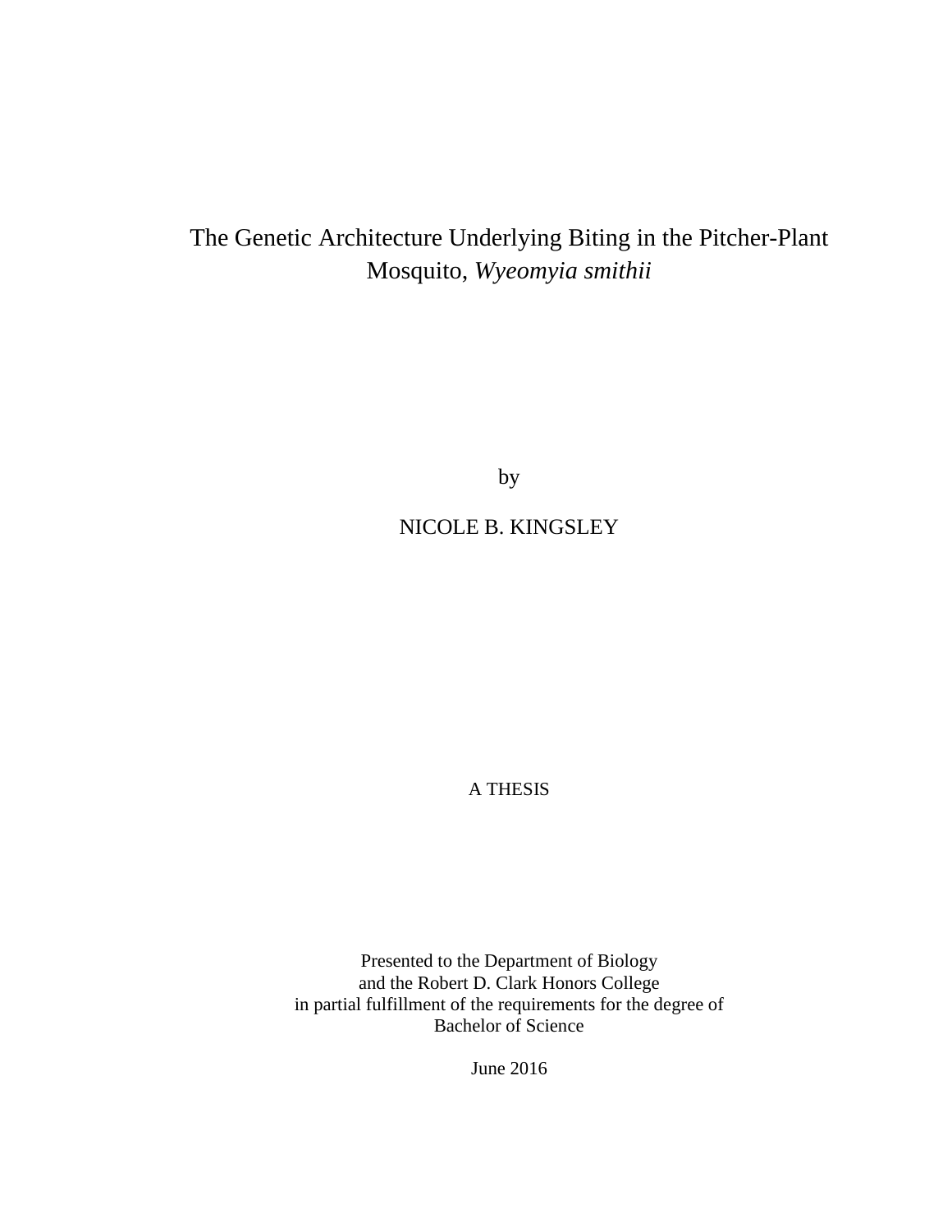# The Genetic Architecture Underlying Biting in the Pitcher-Plant Mosquito, *Wyeomyia smithii*

by

NICOLE B. KINGSLEY

A THESIS

Presented to the Department of Biology
and the Robert D. Clark Honors College
in partial fulfillment of the requirements for the degree of
Bachelor of Science

June 2016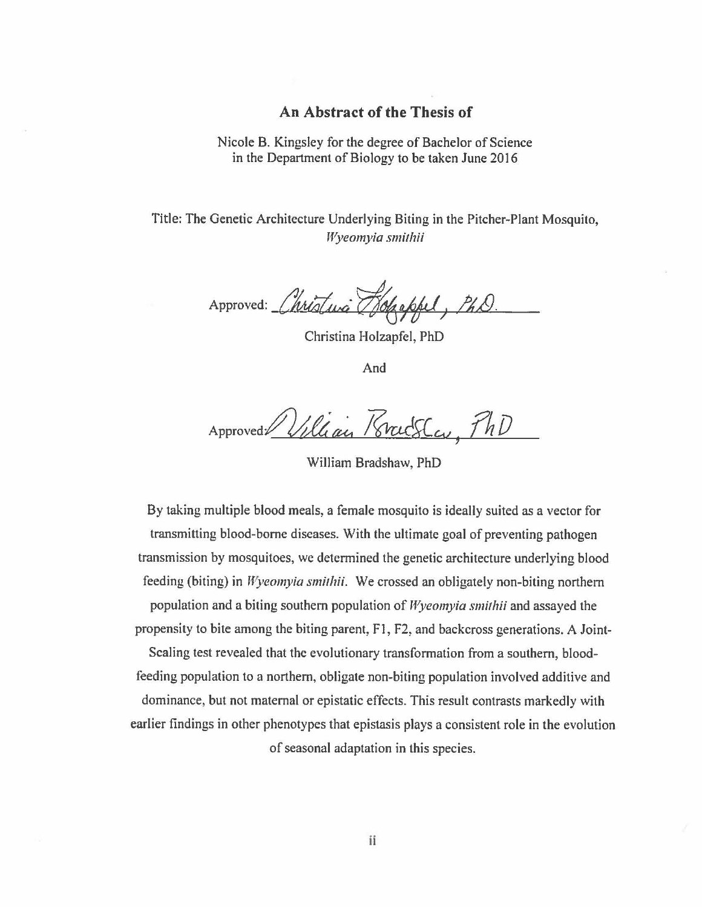## An Abstract of the Thesis of

Nicole B. Kingsley for the degree of Bachelor of Science
in the Department of Biology to be taken June 2016

Title: The Genetic Architecture Underlying Biting in the Pitcher-Plant Mosquito, *Wyeomyia smithii*

Approved: *Christina Holzapfel, PhD.*

Christina Holzapfel, PhD

And

Approved: *William Bradshaw, PhD*

William Bradshaw, PhD

By taking multiple blood meals, a female mosquito is ideally suited as a vector for transmitting blood-borne diseases. With the ultimate goal of preventing pathogen transmission by mosquitoes, we determined the genetic architecture underlying blood feeding (biting) in *Wyeomyia smithii*. We crossed an obligately non-biting northern population and a biting southern population of *Wyeomyia smithii* and assayed the propensity to bite among the biting parent, F1, F2, and backcross generations. A Joint-Scaling test revealed that the evolutionary transformation from a southern, blood-feeding population to a northern, obligate non-biting population involved additive and dominance, but not maternal or epistatic effects. This result contrasts markedly with earlier findings in other phenotypes that epistasis plays a consistent role in the evolution of seasonal adaptation in this species.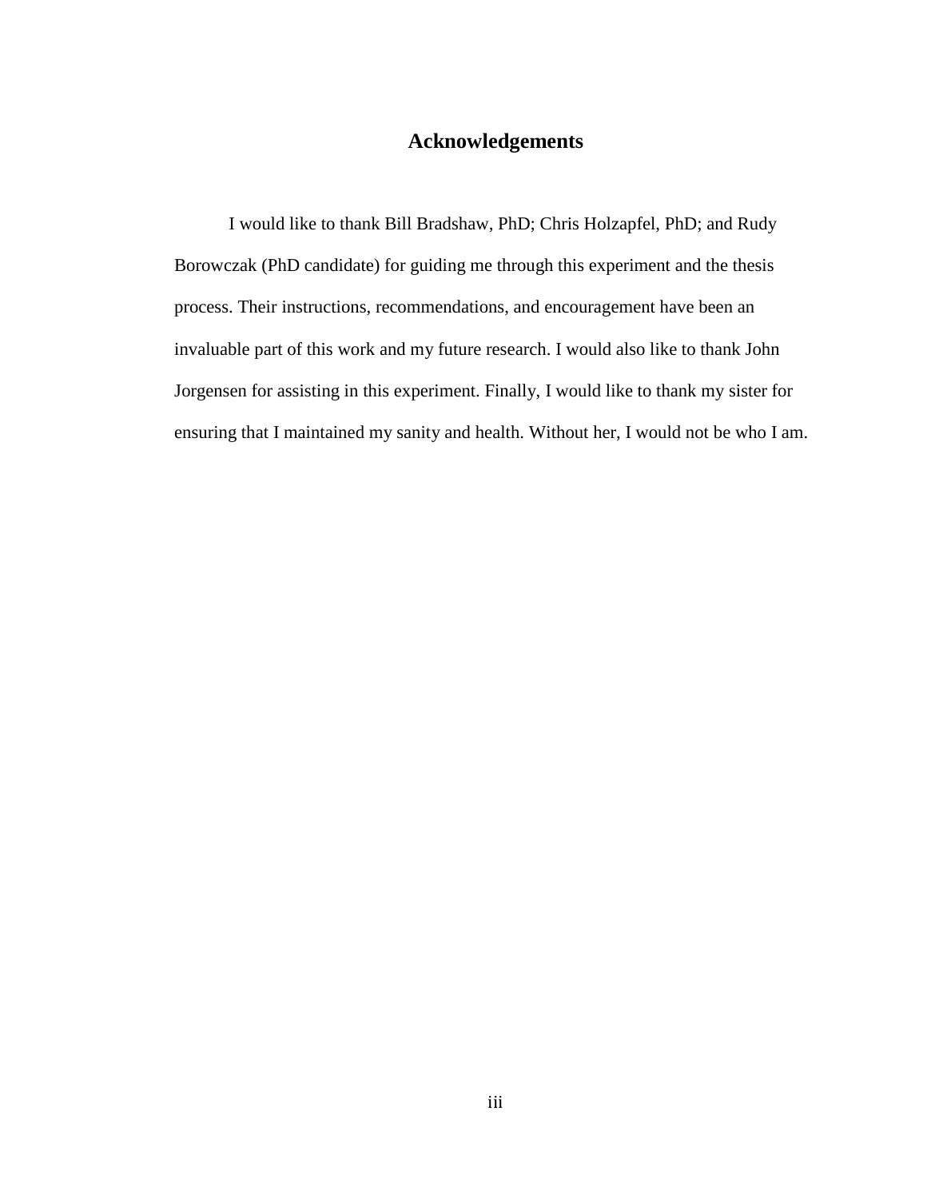## Acknowledgements

I would like to thank Bill Bradshaw, PhD; Chris Holzapfel, PhD; and Rudy Borowczak (PhD candidate) for guiding me through this experiment and the thesis process. Their instructions, recommendations, and encouragement have been an invaluable part of this work and my future research. I would also like to thank John Jorgensen for assisting in this experiment. Finally, I would like to thank my sister for ensuring that I maintained my sanity and health. Without her, I would not be who I am.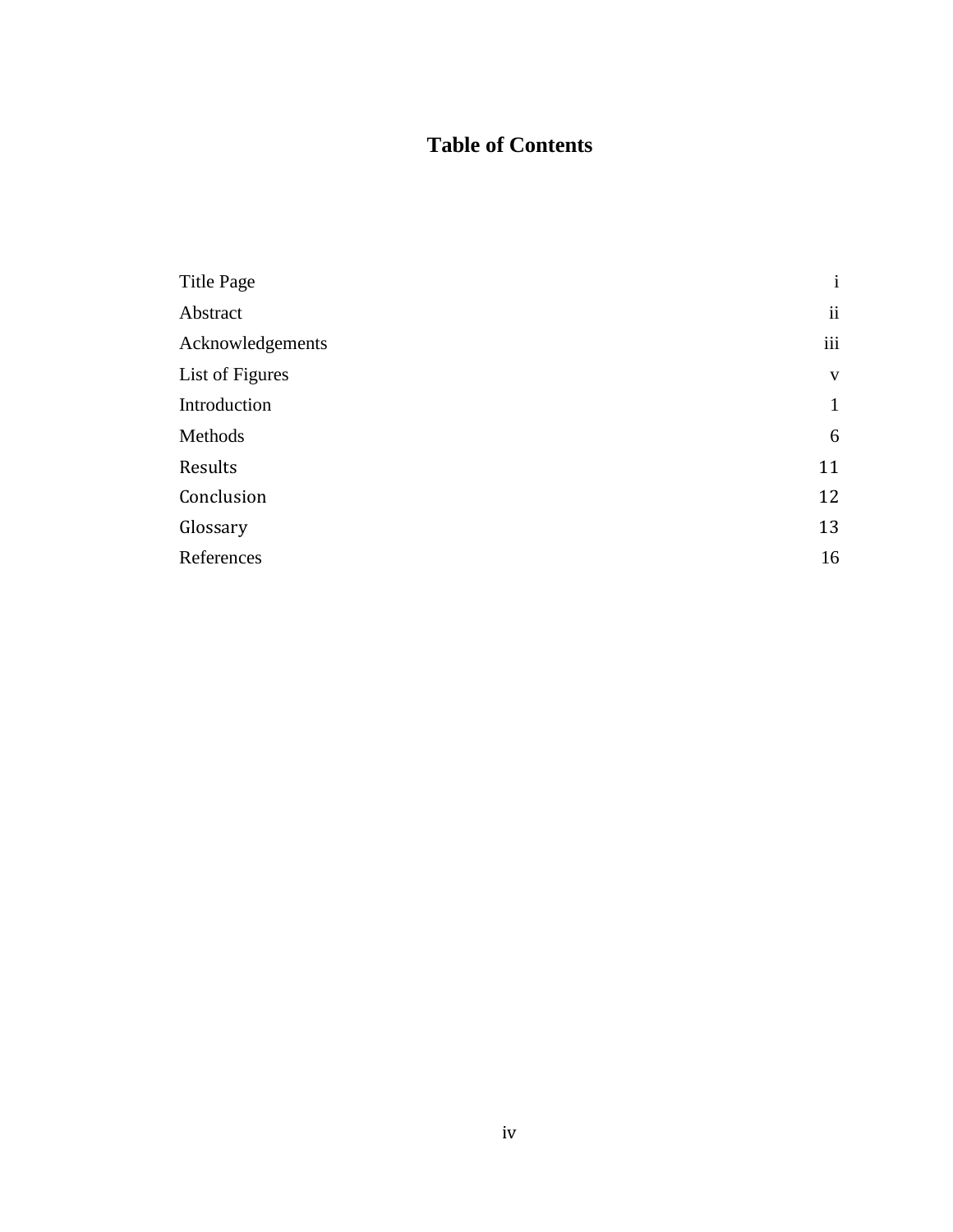# Table of Contents

| | |
|---|---|
| Title Page | i |
| Abstract | ii |
| Acknowledgements | iii |
| List of Figures | v |
| Introduction | 1 |
| Methods | 6 |
| Results | 11 |
| Conclusion | 12 |
| Glossary | 13 |
| References | 16 |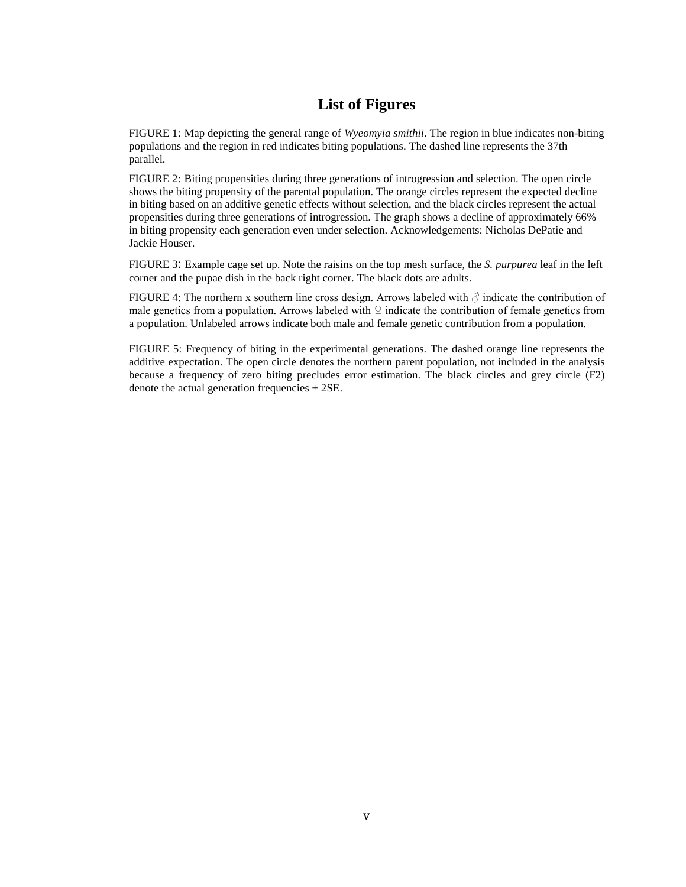# List of Figures

FIGURE 1: Map depicting the general range of *Wyeomyia smithii*. The region in blue indicates non-biting populations and the region in red indicates biting populations. The dashed line represents the 37th parallel.

FIGURE 2: Biting propensities during three generations of introgression and selection. The open circle shows the biting propensity of the parental population. The orange circles represent the expected decline in biting based on an additive genetic effects without selection, and the black circles represent the actual propensities during three generations of introgression. The graph shows a decline of approximately 66% in biting propensity each generation even under selection. Acknowledgements: Nicholas DePatie and Jackie Houser.

FIGURE 3: Example cage set up. Note the raisins on the top mesh surface, the *S. purpurea* leaf in the left corner and the pupae dish in the back right corner. The black dots are adults.

FIGURE 4: The northern x southern line cross design. Arrows labeled with ♂ indicate the contribution of male genetics from a population. Arrows labeled with ♀ indicate the contribution of female genetics from a population. Unlabeled arrows indicate both male and female genetic contribution from a population.

FIGURE 5: Frequency of biting in the experimental generations. The dashed orange line represents the additive expectation. The open circle denotes the northern parent population, not included in the analysis because a frequency of zero biting precludes error estimation. The black circles and grey circle (F2) denote the actual generation frequencies ± 2SE.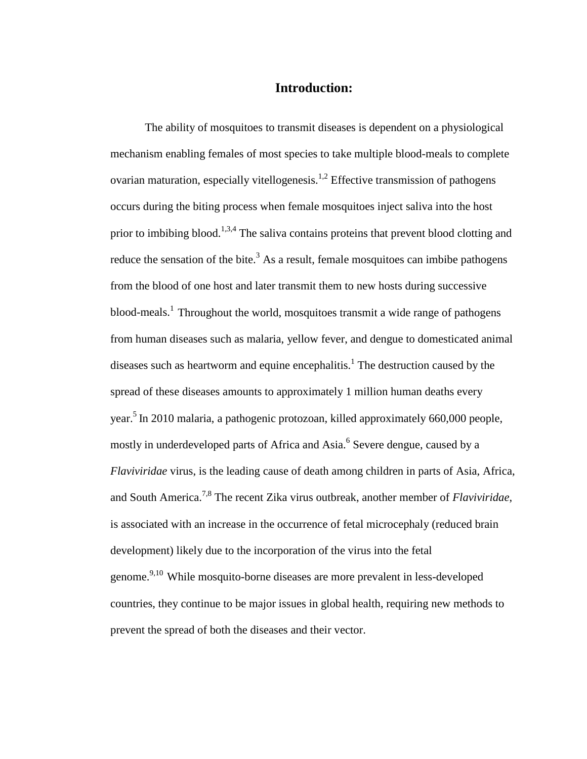# Introduction:

The ability of mosquitoes to transmit diseases is dependent on a physiological mechanism enabling females of most species to take multiple blood-meals to complete ovarian maturation, especially vitellogenesis.[1,2] Effective transmission of pathogens occurs during the biting process when female mosquitoes inject saliva into the host prior to imbibing blood.[1,3,4] The saliva contains proteins that prevent blood clotting and reduce the sensation of the bite.[3] As a result, female mosquitoes can imbibe pathogens from the blood of one host and later transmit them to new hosts during successive blood-meals.[1] Throughout the world, mosquitoes transmit a wide range of pathogens from human diseases such as malaria, yellow fever, and dengue to domesticated animal diseases such as heartworm and equine encephalitis.[1] The destruction caused by the spread of these diseases amounts to approximately 1 million human deaths every year.[5] In 2010 malaria, a pathogenic protozoan, killed approximately 660,000 people, mostly in underdeveloped parts of Africa and Asia.[6] Severe dengue, caused by a *Flaviviridae* virus, is the leading cause of death among children in parts of Asia, Africa, and South America.[7,8] The recent Zika virus outbreak, another member of *Flaviviridae*, is associated with an increase in the occurrence of fetal microcephaly (reduced brain development) likely due to the incorporation of the virus into the fetal genome.[9,10] While mosquito-borne diseases are more prevalent in less-developed countries, they continue to be major issues in global health, requiring new methods to prevent the spread of both the diseases and their vector.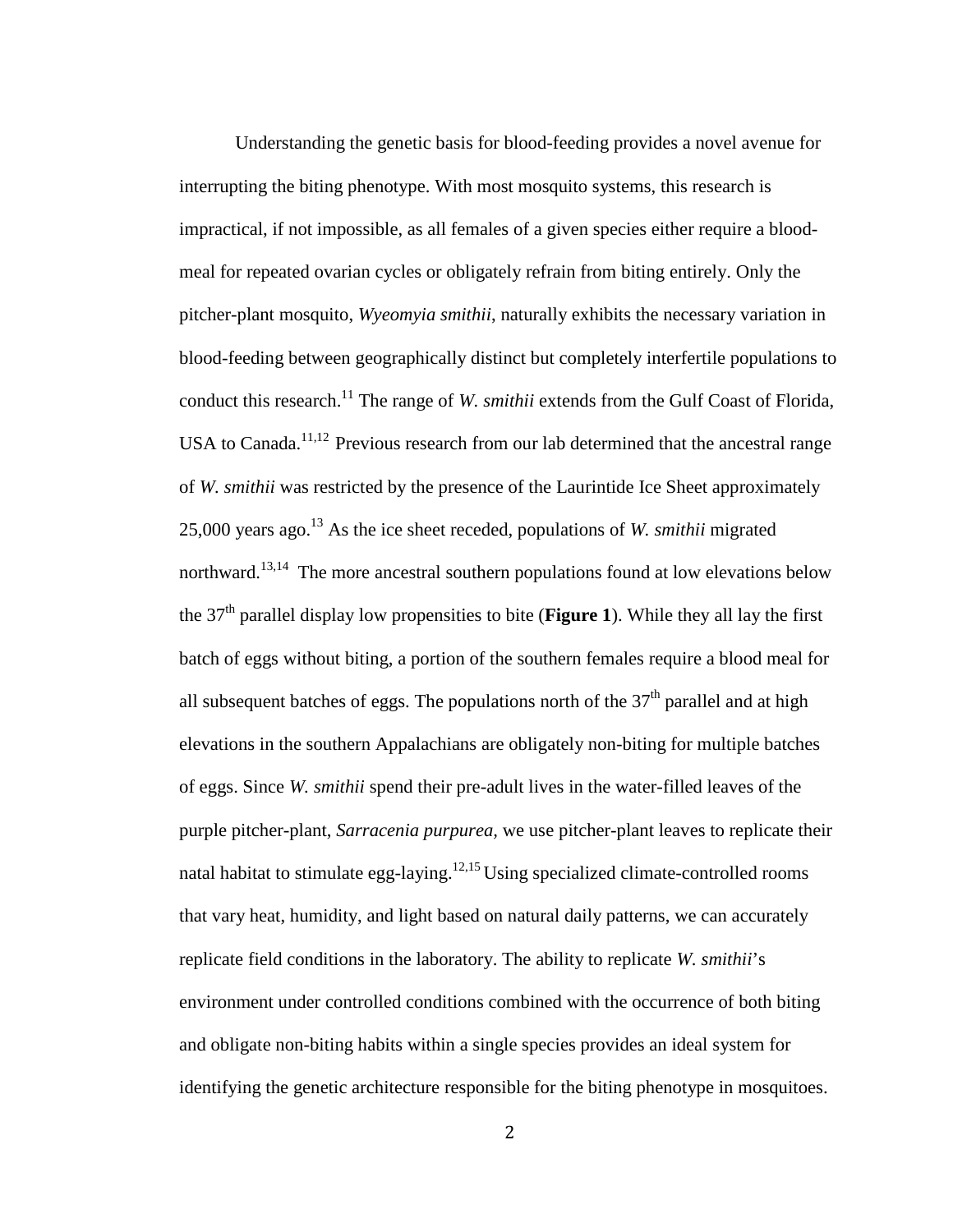Understanding the genetic basis for blood-feeding provides a novel avenue for interrupting the biting phenotype. With most mosquito systems, this research is impractical, if not impossible, as all females of a given species either require a blood-meal for repeated ovarian cycles or obligately refrain from biting entirely. Only the pitcher-plant mosquito, *Wyeomyia smithii*, naturally exhibits the necessary variation in blood-feeding between geographically distinct but completely interfertile populations to conduct this research.[11] The range of *W. smithii* extends from the Gulf Coast of Florida, USA to Canada.[11,12] Previous research from our lab determined that the ancestral range of *W. smithii* was restricted by the presence of the Laurintide Ice Sheet approximately 25,000 years ago.[13] As the ice sheet receded, populations of *W. smithii* migrated northward.[13,14] The more ancestral southern populations found at low elevations below the 37$^{th}$ parallel display low propensities to bite (**Figure 1**). While they all lay the first batch of eggs without biting, a portion of the southern females require a blood meal for all subsequent batches of eggs. The populations north of the 37$^{th}$ parallel and at high elevations in the southern Appalachians are obligately non-biting for multiple batches of eggs. Since *W. smithii* spend their pre-adult lives in the water-filled leaves of the purple pitcher-plant, *Sarracenia purpurea,* we use pitcher-plant leaves to replicate their natal habitat to stimulate egg-laying.[12,15] Using specialized climate-controlled rooms that vary heat, humidity, and light based on natural daily patterns, we can accurately replicate field conditions in the laboratory. The ability to replicate *W. smithii*'s environment under controlled conditions combined with the occurrence of both biting and obligate non-biting habits within a single species provides an ideal system for identifying the genetic architecture responsible for the biting phenotype in mosquitoes.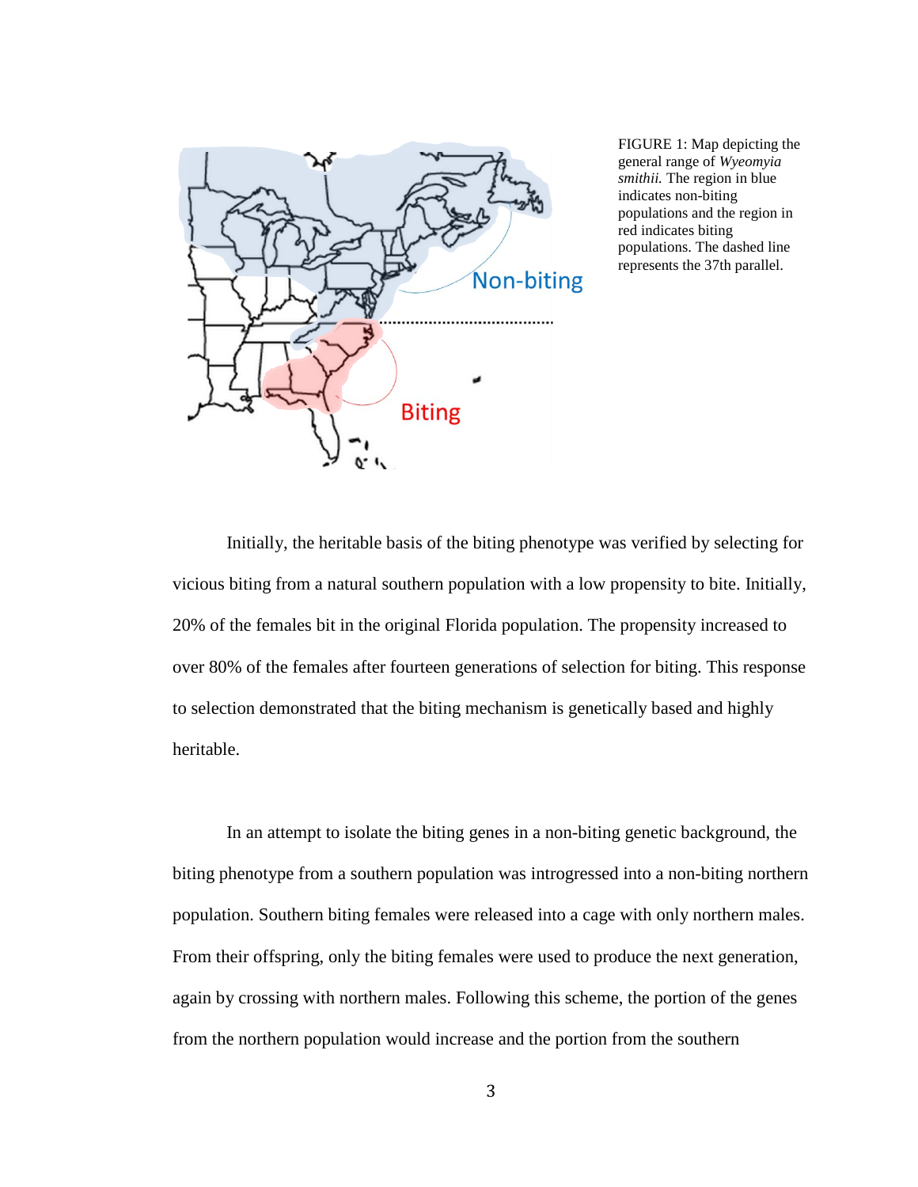FIGURE 1: Map depicting the general range of *Wyeomyia smithii.* The region in blue indicates non-biting populations and the region in red indicates biting populations. The dashed line represents the 37th parallel.

Initially, the heritable basis of the biting phenotype was verified by selecting for vicious biting from a natural southern population with a low propensity to bite. Initially, 20% of the females bit in the original Florida population. The propensity increased to over 80% of the females after fourteen generations of selection for biting. This response to selection demonstrated that the biting mechanism is genetically based and highly heritable.

In an attempt to isolate the biting genes in a non-biting genetic background, the biting phenotype from a southern population was introgressed into a non-biting northern population. Southern biting females were released into a cage with only northern males. From their offspring, only the biting females were used to produce the next generation, again by crossing with northern males. Following this scheme, the portion of the genes from the northern population would increase and the portion from the southern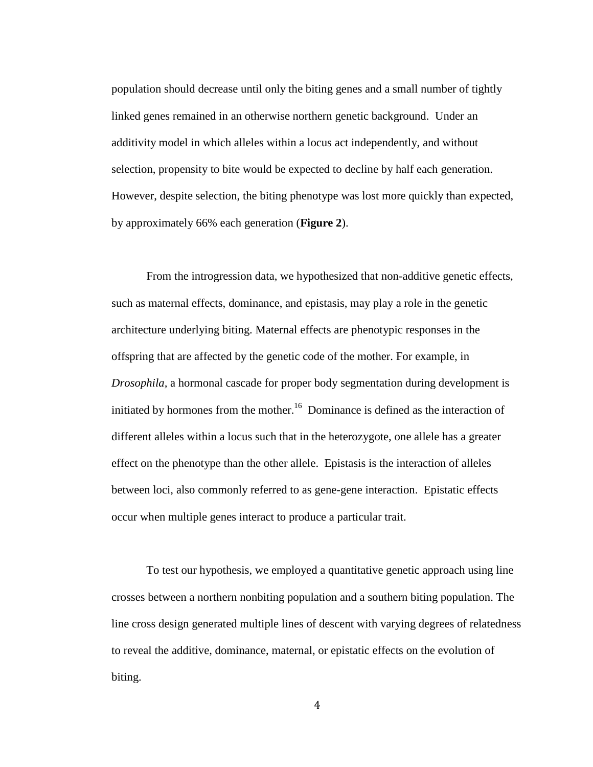population should decrease until only the biting genes and a small number of tightly linked genes remained in an otherwise northern genetic background. Under an additivity model in which alleles within a locus act independently, and without selection, propensity to bite would be expected to decline by half each generation. However, despite selection, the biting phenotype was lost more quickly than expected, by approximately 66% each generation (**Figure 2**).

From the introgression data, we hypothesized that non-additive genetic effects, such as maternal effects, dominance, and epistasis, may play a role in the genetic architecture underlying biting. Maternal effects are phenotypic responses in the offspring that are affected by the genetic code of the mother. For example, in *Drosophila,* a hormonal cascade for proper body segmentation during development is initiated by hormones from the mother.[16] Dominance is defined as the interaction of different alleles within a locus such that in the heterozygote, one allele has a greater effect on the phenotype than the other allele. Epistasis is the interaction of alleles between loci, also commonly referred to as gene-gene interaction. Epistatic effects occur when multiple genes interact to produce a particular trait.

To test our hypothesis, we employed a quantitative genetic approach using line crosses between a northern nonbiting population and a southern biting population. The line cross design generated multiple lines of descent with varying degrees of relatedness to reveal the additive, dominance, maternal, or epistatic effects on the evolution of biting.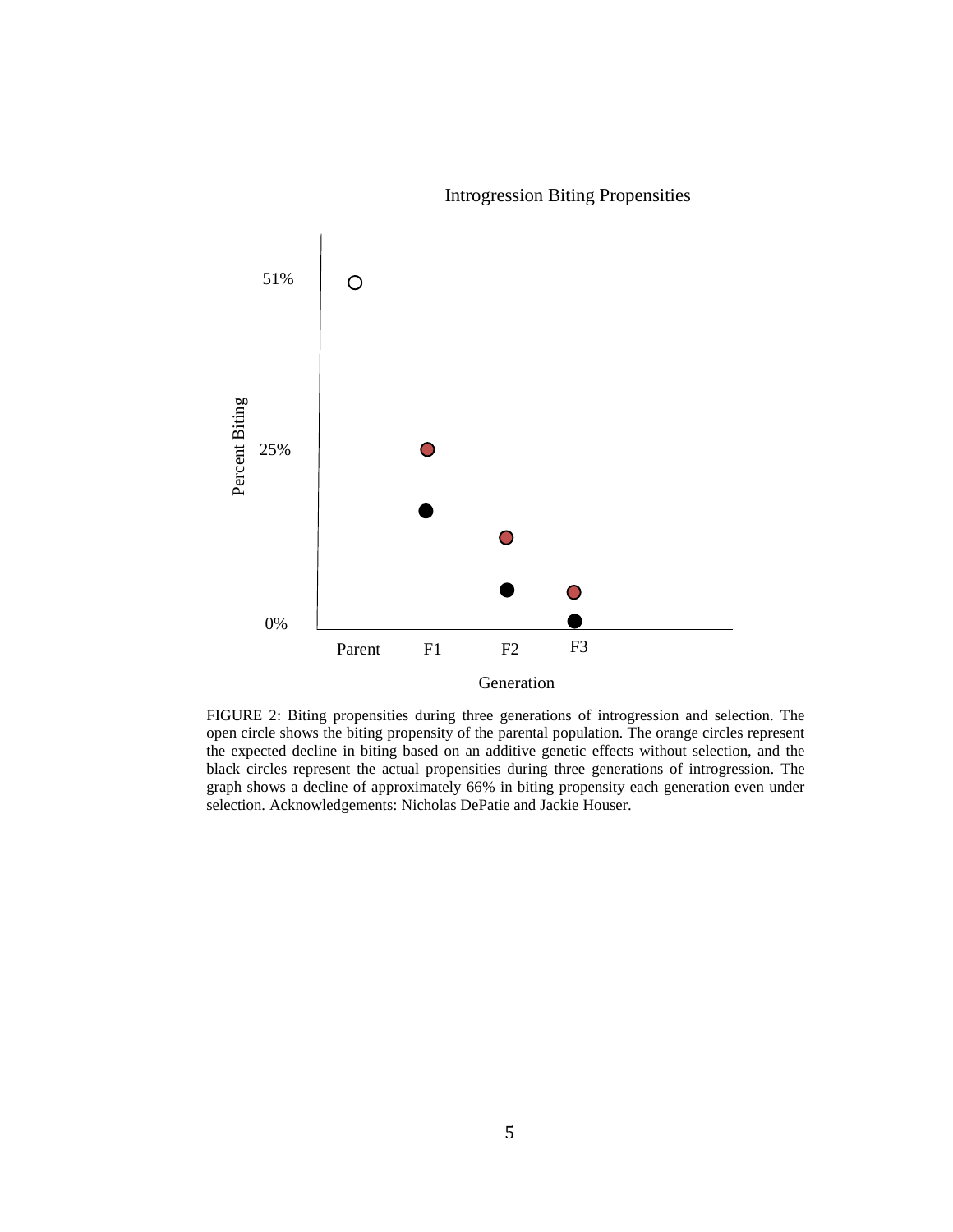Introgression Biting Propensities

Percent Biting: 51%, 25%, 0%

Generation: Parent, F1, F2, F3

FIGURE 2: Biting propensities during three generations of introgression and selection. The open circle shows the biting propensity of the parental population. The orange circles represent the expected decline in biting based on an additive genetic effects without selection, and the black circles represent the actual propensities during three generations of introgression. The graph shows a decline of approximately 66% in biting propensity each generation even under selection. Acknowledgements: Nicholas DePatie and Jackie Houser.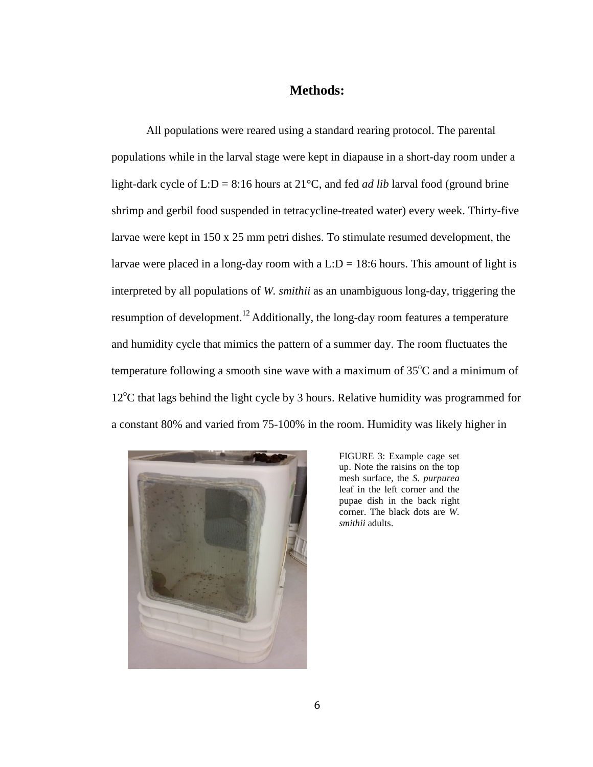## Methods:

All populations were reared using a standard rearing protocol. The parental populations while in the larval stage were kept in diapause in a short-day room under a light-dark cycle of L:D = 8:16 hours at 21°C, and fed *ad lib* larval food (ground brine shrimp and gerbil food suspended in tetracycline-treated water) every week. Thirty-five larvae were kept in 150 x 25 mm petri dishes. To stimulate resumed development, the larvae were placed in a long-day room with a L:D = 18:6 hours. This amount of light is interpreted by all populations of *W. smithii* as an unambiguous long-day, triggering the resumption of development.[12] Additionally, the long-day room features a temperature and humidity cycle that mimics the pattern of a summer day. The room fluctuates the temperature following a smooth sine wave with a maximum of 35°C and a minimum of 12°C that lags behind the light cycle by 3 hours. Relative humidity was programmed for a constant 80% and varied from 75-100% in the room. Humidity was likely higher in

FIGURE 3: Example cage set up. Note the raisins on the top mesh surface, the *S. purpurea* leaf in the left corner and the pupae dish in the back right corner. The black dots are *W. smithii* adults.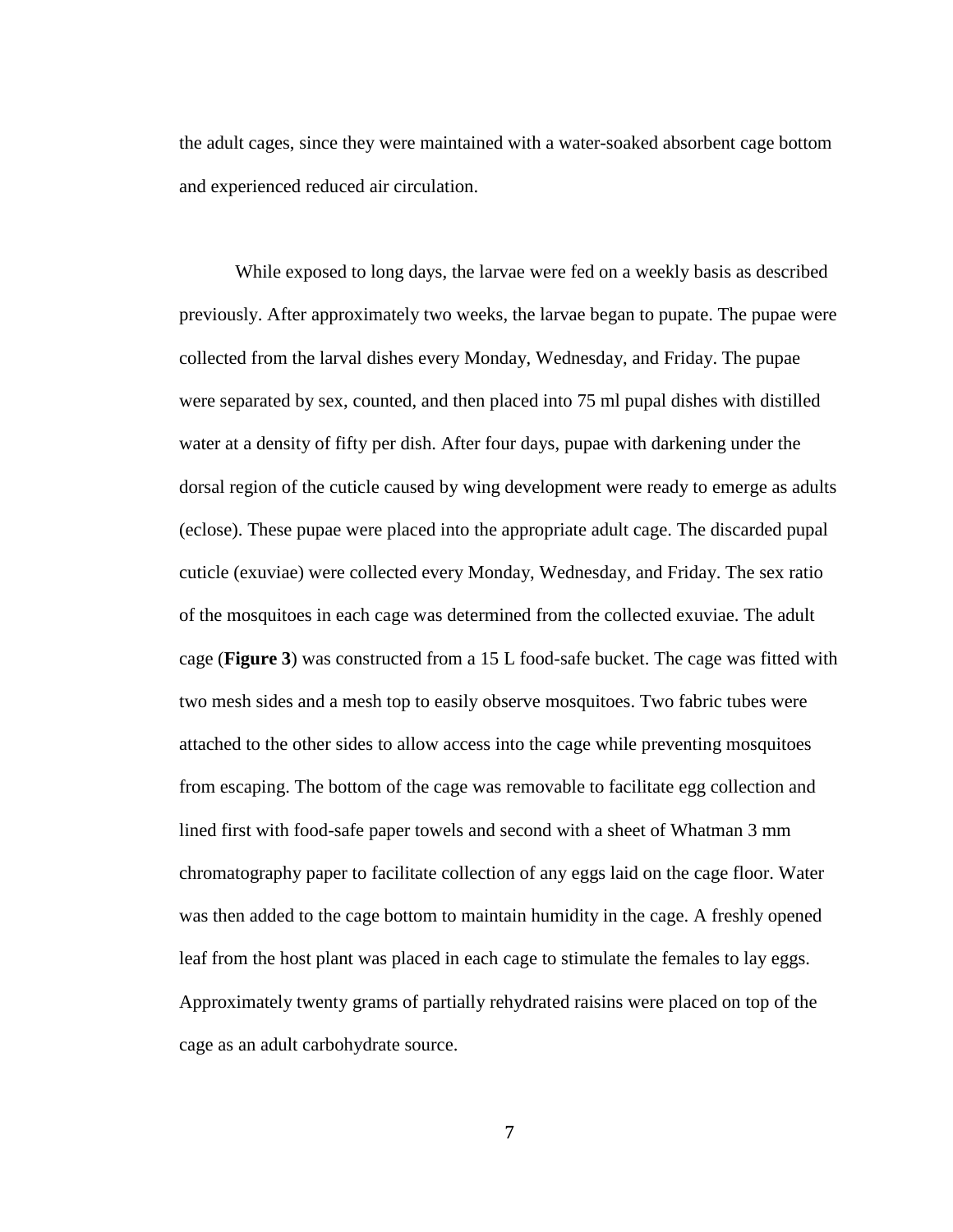the adult cages, since they were maintained with a water-soaked absorbent cage bottom and experienced reduced air circulation.

While exposed to long days, the larvae were fed on a weekly basis as described previously. After approximately two weeks, the larvae began to pupate. The pupae were collected from the larval dishes every Monday, Wednesday, and Friday. The pupae were separated by sex, counted, and then placed into 75 ml pupal dishes with distilled water at a density of fifty per dish. After four days, pupae with darkening under the dorsal region of the cuticle caused by wing development were ready to emerge as adults (eclose). These pupae were placed into the appropriate adult cage. The discarded pupal cuticle (exuviae) were collected every Monday, Wednesday, and Friday. The sex ratio of the mosquitoes in each cage was determined from the collected exuviae. The adult cage (**Figure 3**) was constructed from a 15 L food-safe bucket. The cage was fitted with two mesh sides and a mesh top to easily observe mosquitoes. Two fabric tubes were attached to the other sides to allow access into the cage while preventing mosquitoes from escaping. The bottom of the cage was removable to facilitate egg collection and lined first with food-safe paper towels and second with a sheet of Whatman 3 mm chromatography paper to facilitate collection of any eggs laid on the cage floor. Water was then added to the cage bottom to maintain humidity in the cage. A freshly opened leaf from the host plant was placed in each cage to stimulate the females to lay eggs. Approximately twenty grams of partially rehydrated raisins were placed on top of the cage as an adult carbohydrate source.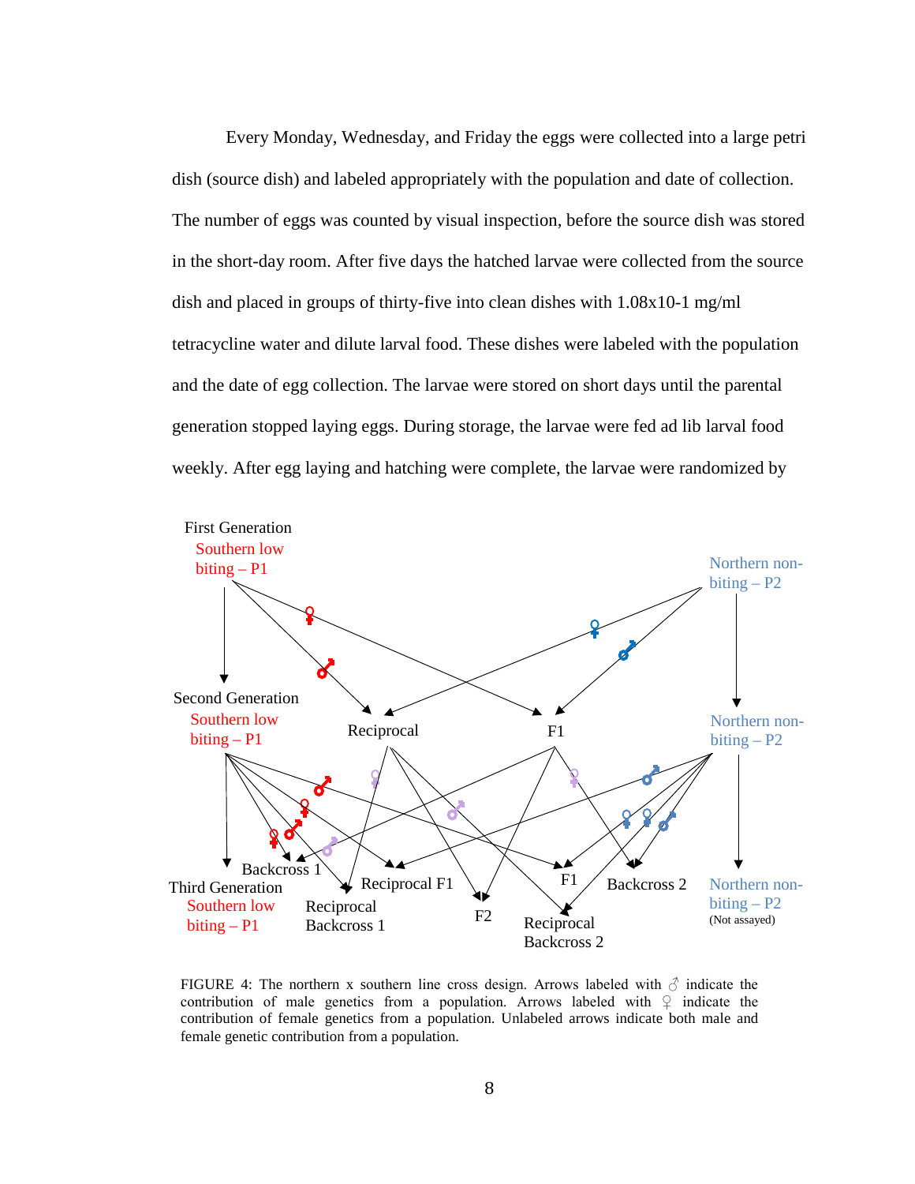Every Monday, Wednesday, and Friday the eggs were collected into a large petri dish (source dish) and labeled appropriately with the population and date of collection. The number of eggs was counted by visual inspection, before the source dish was stored in the short-day room. After five days the hatched larvae were collected from the source dish and placed in groups of thirty-five into clean dishes with $1.08 \times 10^{-1}$ mg/ml tetracycline water and dilute larval food. These dishes were labeled with the population and the date of egg collection. The larvae were stored on short days until the parental generation stopped laying eggs. During storage, the larvae were fed ad lib larval food weekly. After egg laying and hatching were complete, the larvae were randomized by

FIGURE 4: The northern x southern line cross design. Arrows labeled with ♂ indicate the contribution of male genetics from a population. Arrows labeled with ♀ indicate the contribution of female genetics from a population. Unlabeled arrows indicate both male and female genetic contribution from a population.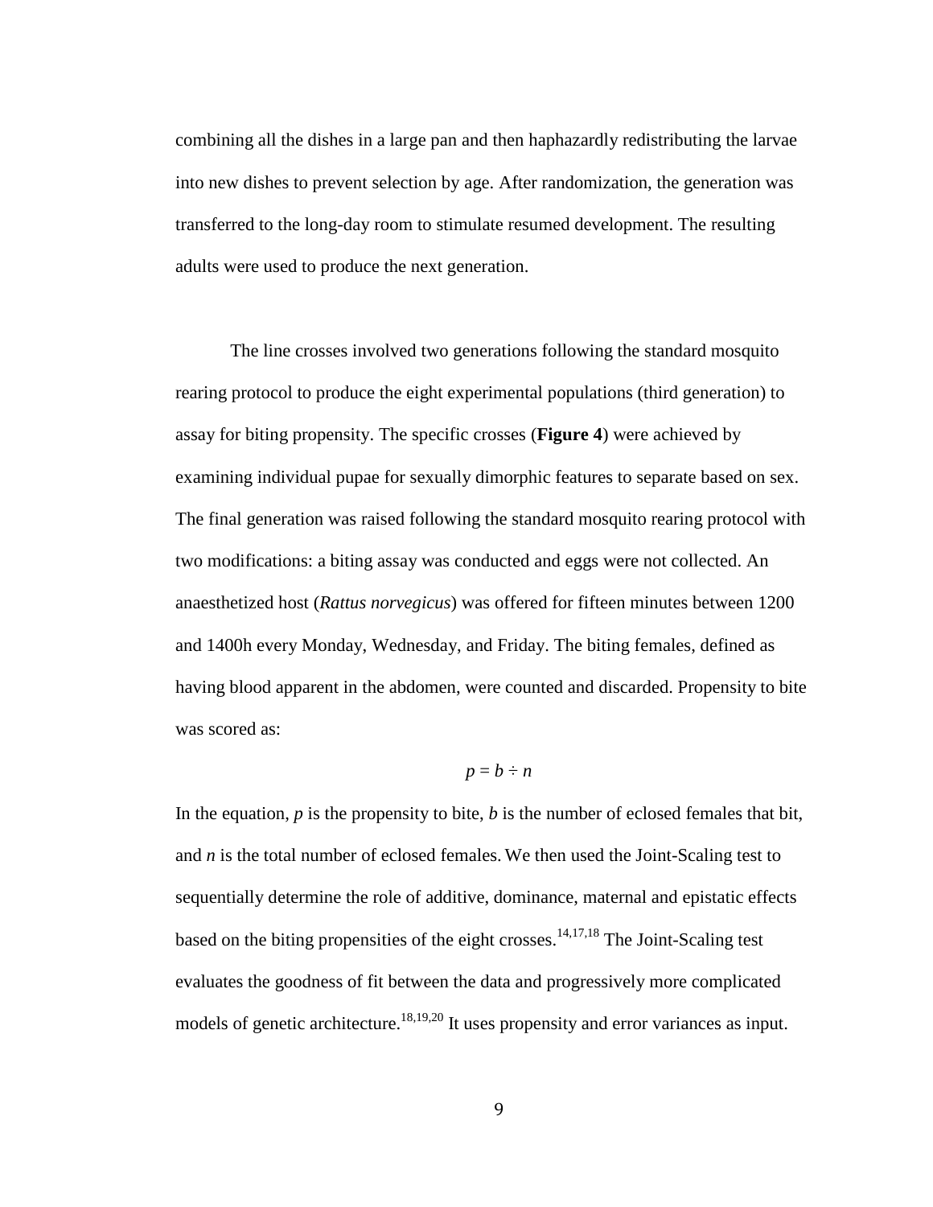combining all the dishes in a large pan and then haphazardly redistributing the larvae into new dishes to prevent selection by age. After randomization, the generation was transferred to the long-day room to stimulate resumed development. The resulting adults were used to produce the next generation.

The line crosses involved two generations following the standard mosquito rearing protocol to produce the eight experimental populations (third generation) to assay for biting propensity. The specific crosses (**Figure 4**) were achieved by examining individual pupae for sexually dimorphic features to separate based on sex. The final generation was raised following the standard mosquito rearing protocol with two modifications: a biting assay was conducted and eggs were not collected. An anaesthetized host (*Rattus norvegicus*) was offered for fifteen minutes between 1200 and 1400h every Monday, Wednesday, and Friday. The biting females, defined as having blood apparent in the abdomen, were counted and discarded. Propensity to bite was scored as:

$$p = b \div n$$

In the equation, $p$ is the propensity to bite, $b$ is the number of eclosed females that bit, and $n$ is the total number of eclosed females. We then used the Joint-Scaling test to sequentially determine the role of additive, dominance, maternal and epistatic effects based on the biting propensities of the eight crosses.[14,17,18] The Joint-Scaling test evaluates the goodness of fit between the data and progressively more complicated models of genetic architecture.[18,19,20] It uses propensity and error variances as input.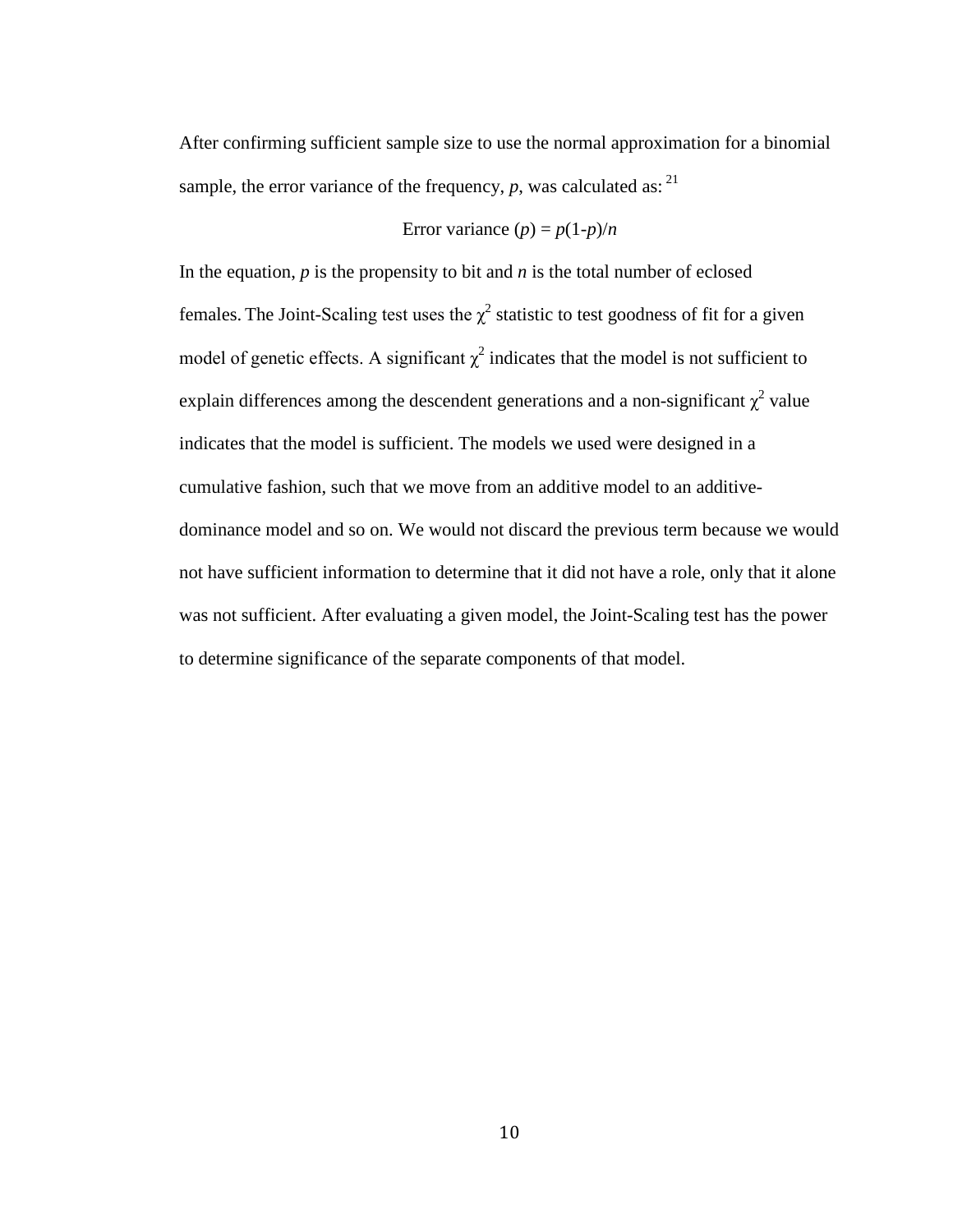After confirming sufficient sample size to use the normal approximation for a binomial sample, the error variance of the frequency, $p$, was calculated as: [21]

$$\text{Error variance } (p) = p(1\text{-}p)/n$$

In the equation, $p$ is the propensity to bit and $n$ is the total number of eclosed females. The Joint-Scaling test uses the $\chi^2$ statistic to test goodness of fit for a given model of genetic effects. A significant $\chi^2$ indicates that the model is not sufficient to explain differences among the descendent generations and a non-significant $\chi^2$ value indicates that the model is sufficient. The models we used were designed in a cumulative fashion, such that we move from an additive model to an additive-dominance model and so on. We would not discard the previous term because we would not have sufficient information to determine that it did not have a role, only that it alone was not sufficient. After evaluating a given model, the Joint-Scaling test has the power to determine significance of the separate components of that model.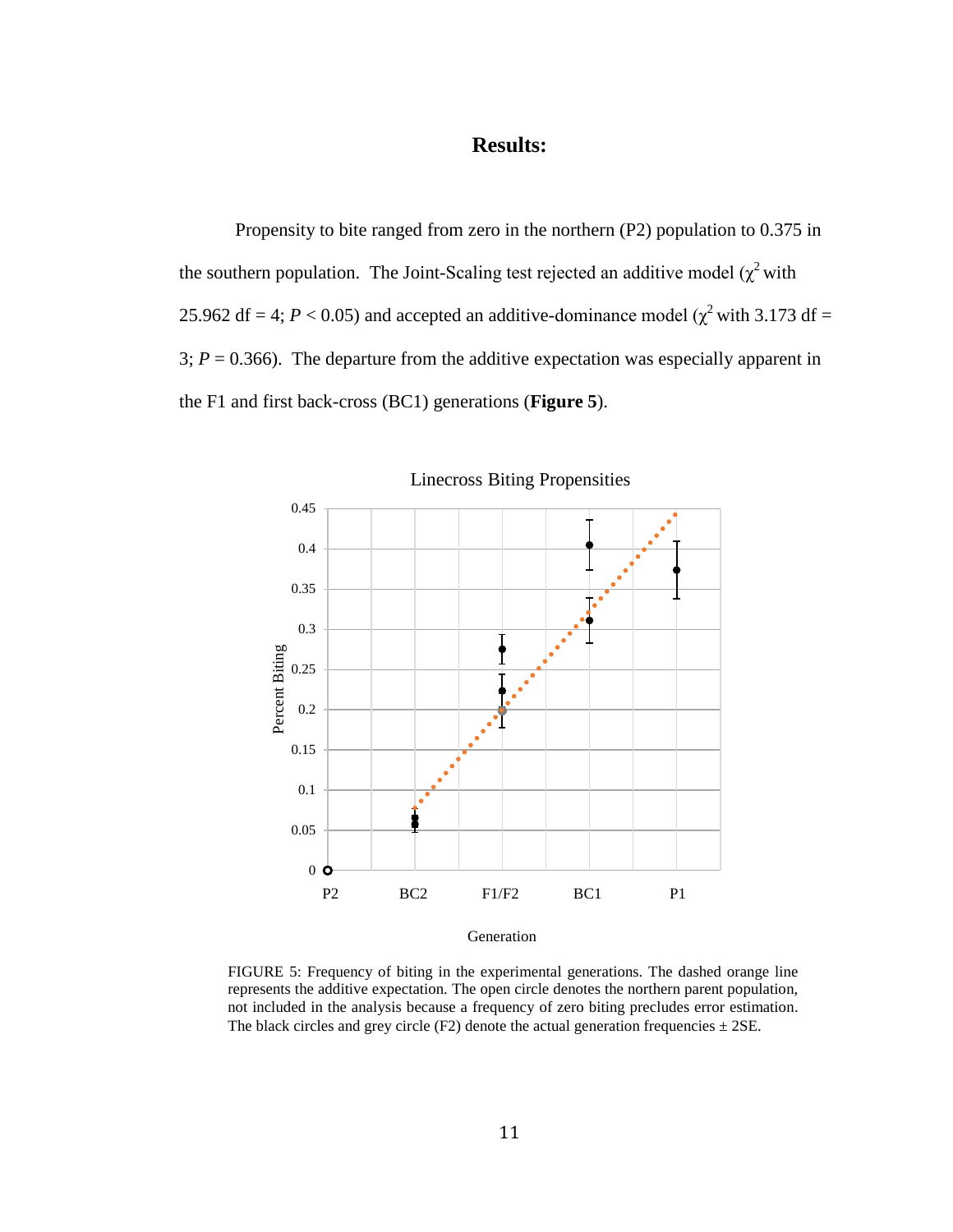## Results:

Propensity to bite ranged from zero in the northern (P2) population to 0.375 in the southern population. The Joint-Scaling test rejected an additive model ($\chi^2$ with 25.962 df = 4; $P < 0.05$) and accepted an additive-dominance model ($\chi^2$ with 3.173 df = 3; $P = 0.366$). The departure from the additive expectation was especially apparent in the F1 and first back-cross (BC1) generations (**Figure 5**).

FIGURE 5: Frequency of biting in the experimental generations. The dashed orange line represents the additive expectation. The open circle denotes the northern parent population, not included in the analysis because a frequency of zero biting precludes error estimation. The black circles and grey circle (F2) denote the actual generation frequencies ± 2SE.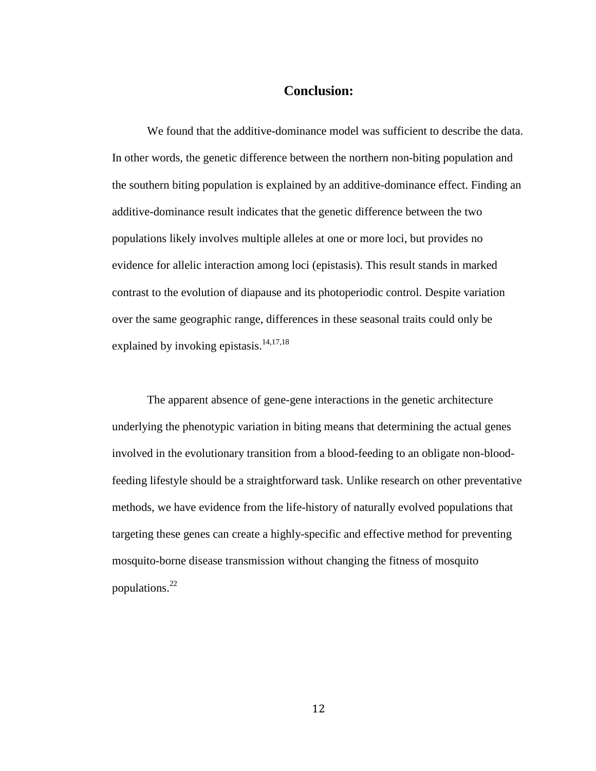## Conclusion:

We found that the additive-dominance model was sufficient to describe the data. In other words, the genetic difference between the northern non-biting population and the southern biting population is explained by an additive-dominance effect. Finding an additive-dominance result indicates that the genetic difference between the two populations likely involves multiple alleles at one or more loci, but provides no evidence for allelic interaction among loci (epistasis). This result stands in marked contrast to the evolution of diapause and its photoperiodic control. Despite variation over the same geographic range, differences in these seasonal traits could only be explained by invoking epistasis.[14,17,18]

The apparent absence of gene-gene interactions in the genetic architecture underlying the phenotypic variation in biting means that determining the actual genes involved in the evolutionary transition from a blood-feeding to an obligate non-blood-feeding lifestyle should be a straightforward task. Unlike research on other preventative methods, we have evidence from the life-history of naturally evolved populations that targeting these genes can create a highly-specific and effective method for preventing mosquito-borne disease transmission without changing the fitness of mosquito populations.[22]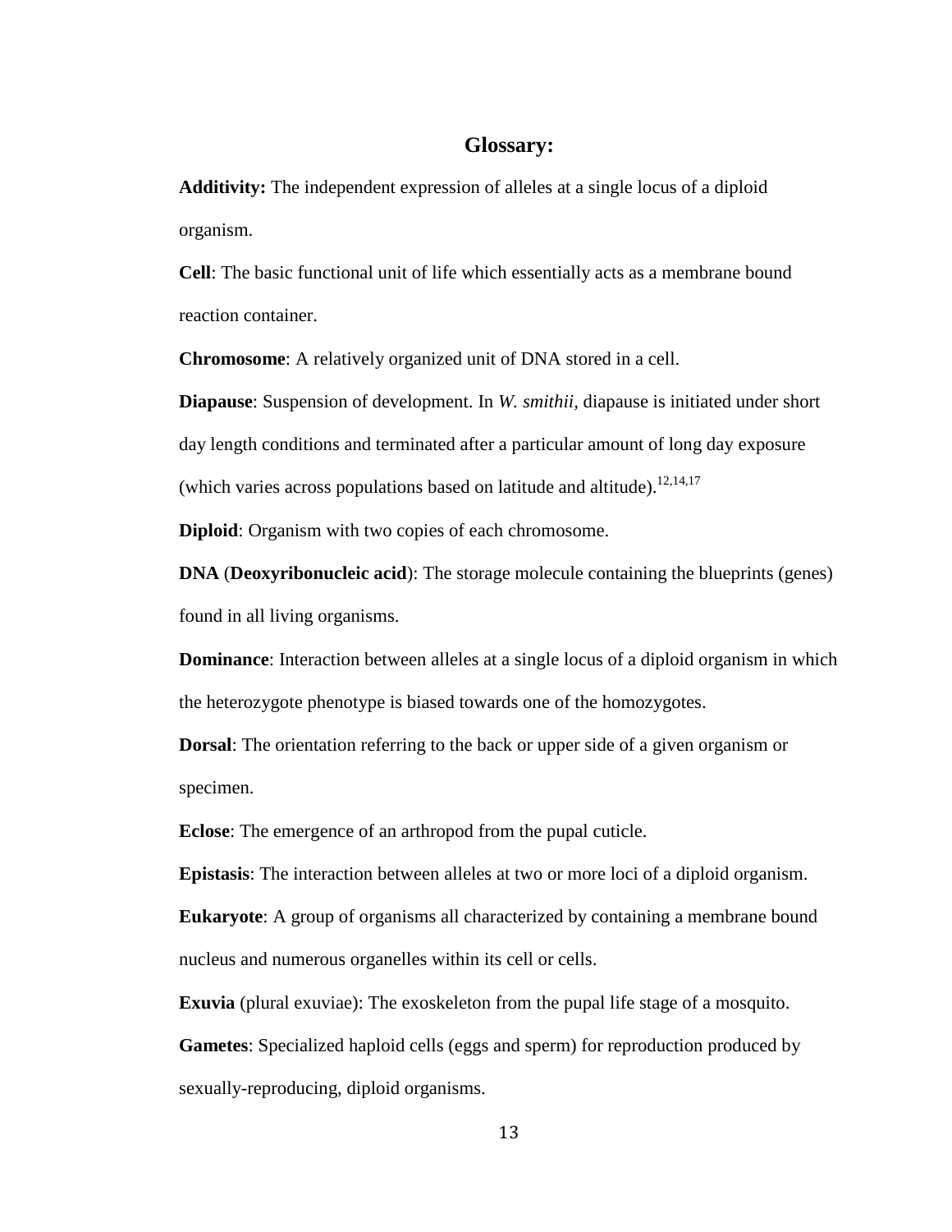## Glossary:

**Additivity:** The independent expression of alleles at a single locus of a diploid organism.

**Cell**: The basic functional unit of life which essentially acts as a membrane bound reaction container.

**Chromosome**: A relatively organized unit of DNA stored in a cell.

**Diapause**: Suspension of development. In *W. smithii*, diapause is initiated under short day length conditions and terminated after a particular amount of long day exposure (which varies across populations based on latitude and altitude).[12,14,17]

**Diploid**: Organism with two copies of each chromosome.

**DNA** (**Deoxyribonucleic acid**): The storage molecule containing the blueprints (genes) found in all living organisms.

**Dominance**: Interaction between alleles at a single locus of a diploid organism in which the heterozygote phenotype is biased towards one of the homozygotes.

**Dorsal**: The orientation referring to the back or upper side of a given organism or specimen.

**Eclose**: The emergence of an arthropod from the pupal cuticle.

**Epistasis**: The interaction between alleles at two or more loci of a diploid organism.

**Eukaryote**: A group of organisms all characterized by containing a membrane bound nucleus and numerous organelles within its cell or cells.

**Exuvia** (plural exuviae): The exoskeleton from the pupal life stage of a mosquito.

**Gametes**: Specialized haploid cells (eggs and sperm) for reproduction produced by sexually-reproducing, diploid organisms.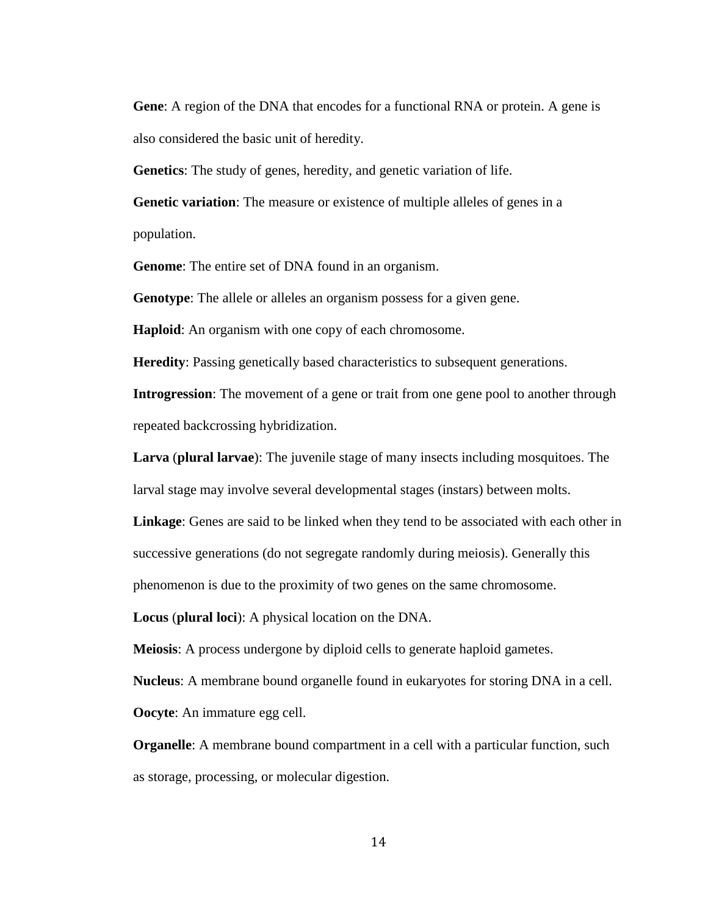**Gene**: A region of the DNA that encodes for a functional RNA or protein. A gene is also considered the basic unit of heredity.

**Genetics**: The study of genes, heredity, and genetic variation of life.

**Genetic variation**: The measure or existence of multiple alleles of genes in a population.

**Genome**: The entire set of DNA found in an organism.

**Genotype**: The allele or alleles an organism possess for a given gene.

**Haploid**: An organism with one copy of each chromosome.

**Heredity**: Passing genetically based characteristics to subsequent generations.

**Introgression**: The movement of a gene or trait from one gene pool to another through repeated backcrossing hybridization.

**Larva** (**plural larvae**): The juvenile stage of many insects including mosquitoes. The larval stage may involve several developmental stages (instars) between molts.

**Linkage**: Genes are said to be linked when they tend to be associated with each other in successive generations (do not segregate randomly during meiosis). Generally this phenomenon is due to the proximity of two genes on the same chromosome.

**Locus** (**plural loci**): A physical location on the DNA.

**Meiosis**: A process undergone by diploid cells to generate haploid gametes.

**Nucleus**: A membrane bound organelle found in eukaryotes for storing DNA in a cell.

**Oocyte**: An immature egg cell.

**Organelle**: A membrane bound compartment in a cell with a particular function, such as storage, processing, or molecular digestion.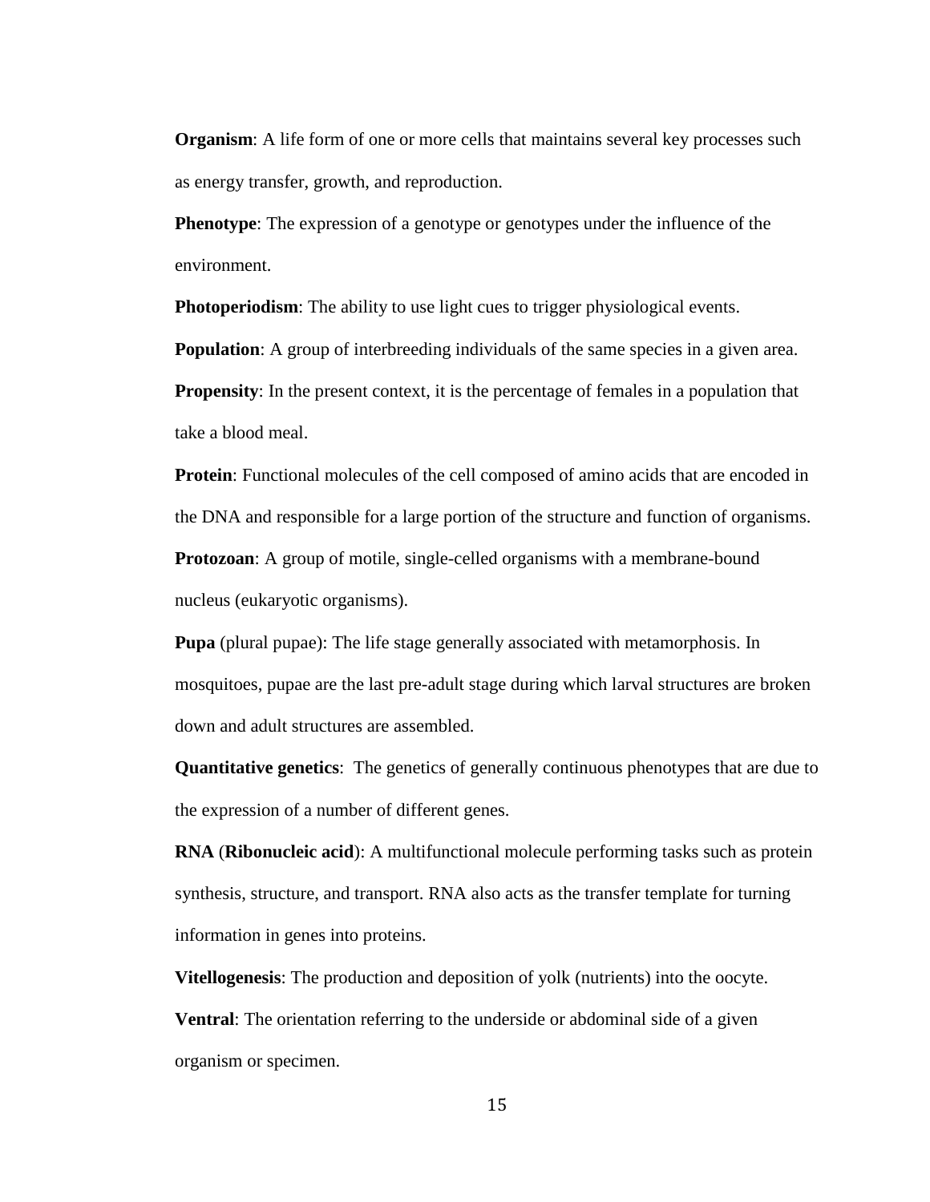**Organism**: A life form of one or more cells that maintains several key processes such as energy transfer, growth, and reproduction.

**Phenotype**: The expression of a genotype or genotypes under the influence of the environment.

**Photoperiodism**: The ability to use light cues to trigger physiological events.

**Population**: A group of interbreeding individuals of the same species in a given area.

**Propensity**: In the present context, it is the percentage of females in a population that take a blood meal.

**Protein**: Functional molecules of the cell composed of amino acids that are encoded in the DNA and responsible for a large portion of the structure and function of organisms.

**Protozoan**: A group of motile, single-celled organisms with a membrane-bound nucleus (eukaryotic organisms).

**Pupa** (plural pupae): The life stage generally associated with metamorphosis. In mosquitoes, pupae are the last pre-adult stage during which larval structures are broken down and adult structures are assembled.

**Quantitative genetics**: The genetics of generally continuous phenotypes that are due to the expression of a number of different genes.

**RNA** (**Ribonucleic acid**): A multifunctional molecule performing tasks such as protein synthesis, structure, and transport. RNA also acts as the transfer template for turning information in genes into proteins.

**Vitellogenesis**: The production and deposition of yolk (nutrients) into the oocyte.

**Ventral**: The orientation referring to the underside or abdominal side of a given organism or specimen.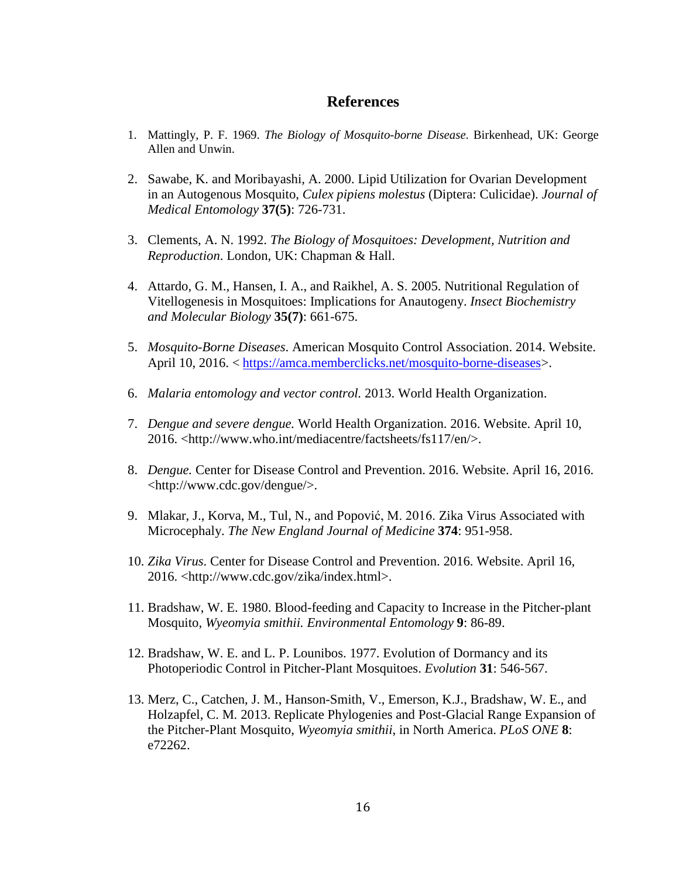# References

1. Mattingly, P. F. 1969. *The Biology of Mosquito-borne Disease.* Birkenhead, UK: George Allen and Unwin.

2. Sawabe, K. and Moribayashi, A. 2000. Lipid Utilization for Ovarian Development in an Autogenous Mosquito, *Culex pipiens molestus* (Diptera: Culicidae). *Journal of Medical Entomology* **37(5)**: 726-731.

3. Clements, A. N. 1992. *The Biology of Mosquitoes: Development, Nutrition and Reproduction*. London, UK: Chapman & Hall.

4. Attardo, G. M., Hansen, I. A., and Raikhel, A. S. 2005. Nutritional Regulation of Vitellogenesis in Mosquitoes: Implications for Anautogeny. *Insect Biochemistry and Molecular Biology* **35(7)**: 661-675.

5. *Mosquito-Borne Diseases*. American Mosquito Control Association. 2014. Website. April 10, 2016. < https://amca.memberclicks.net/mosquito-borne-diseases>.

6. *Malaria entomology and vector control.* 2013. World Health Organization.

7. *Dengue and severe dengue.* World Health Organization. 2016. Website. April 10, 2016. <http://www.who.int/mediacentre/factsheets/fs117/en/>.

8. *Dengue.* Center for Disease Control and Prevention. 2016. Website. April 16, 2016. <http://www.cdc.gov/dengue/>.

9. Mlakar, J., Korva, M., Tul, N., and Popović, M. 2016. Zika Virus Associated with Microcephaly. *The New England Journal of Medicine* **374**: 951-958.

10. *Zika Virus.* Center for Disease Control and Prevention. 2016. Website. April 16, 2016. <http://www.cdc.gov/zika/index.html>.

11. Bradshaw, W. E. 1980. Blood-feeding and Capacity to Increase in the Pitcher-plant Mosquito, *Wyeomyia smithii. Environmental Entomology* **9**: 86-89.

12. Bradshaw, W. E. and L. P. Lounibos. 1977. Evolution of Dormancy and its Photoperiodic Control in Pitcher-Plant Mosquitoes. *Evolution* **31**: 546-567.

13. Merz, C., Catchen, J. M., Hanson-Smith, V., Emerson, K.J., Bradshaw, W. E., and Holzapfel, C. M. 2013. Replicate Phylogenies and Post-Glacial Range Expansion of the Pitcher-Plant Mosquito, *Wyeomyia smithii*, in North America. *PLoS ONE* **8**: e72262.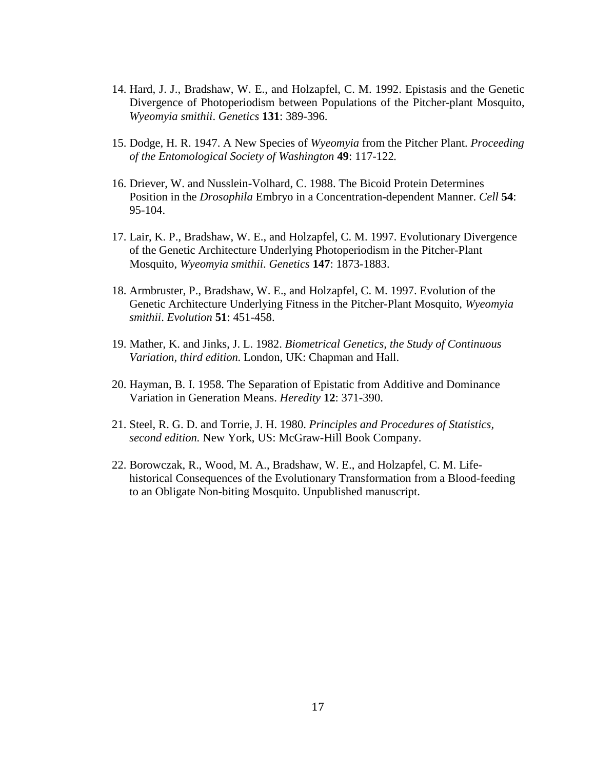14. Hard, J. J., Bradshaw, W. E., and Holzapfel, C. M. 1992. Epistasis and the Genetic Divergence of Photoperiodism between Populations of the Pitcher-plant Mosquito, *Wyeomyia smithii*. *Genetics* **131**: 389-396.

15. Dodge, H. R. 1947. A New Species of *Wyeomyia* from the Pitcher Plant. *Proceeding of the Entomological Society of Washington* **49**: 117-122.

16. Driever, W. and Nusslein-Volhard, C. 1988. The Bicoid Protein Determines Position in the *Drosophila* Embryo in a Concentration-dependent Manner. *Cell* **54**: 95-104.

17. Lair, K. P., Bradshaw, W. E., and Holzapfel, C. M. 1997. Evolutionary Divergence of the Genetic Architecture Underlying Photoperiodism in the Pitcher-Plant Mosquito, *Wyeomyia smithii*. *Genetics* **147**: 1873-1883.

18. Armbruster, P., Bradshaw, W. E., and Holzapfel, C. M. 1997. Evolution of the Genetic Architecture Underlying Fitness in the Pitcher-Plant Mosquito, *Wyeomyia smithii*. *Evolution* **51**: 451-458.

19. Mather, K. and Jinks, J. L. 1982. *Biometrical Genetics, the Study of Continuous Variation, third edition.* London, UK: Chapman and Hall.

20. Hayman, B. I. 1958. The Separation of Epistatic from Additive and Dominance Variation in Generation Means. *Heredity* **12**: 371-390.

21. Steel, R. G. D. and Torrie, J. H. 1980. *Principles and Procedures of Statistics, second edition.* New York, US: McGraw-Hill Book Company.

22. Borowczak, R., Wood, M. A., Bradshaw, W. E., and Holzapfel, C. M. Life-historical Consequences of the Evolutionary Transformation from a Blood-feeding to an Obligate Non-biting Mosquito. Unpublished manuscript.